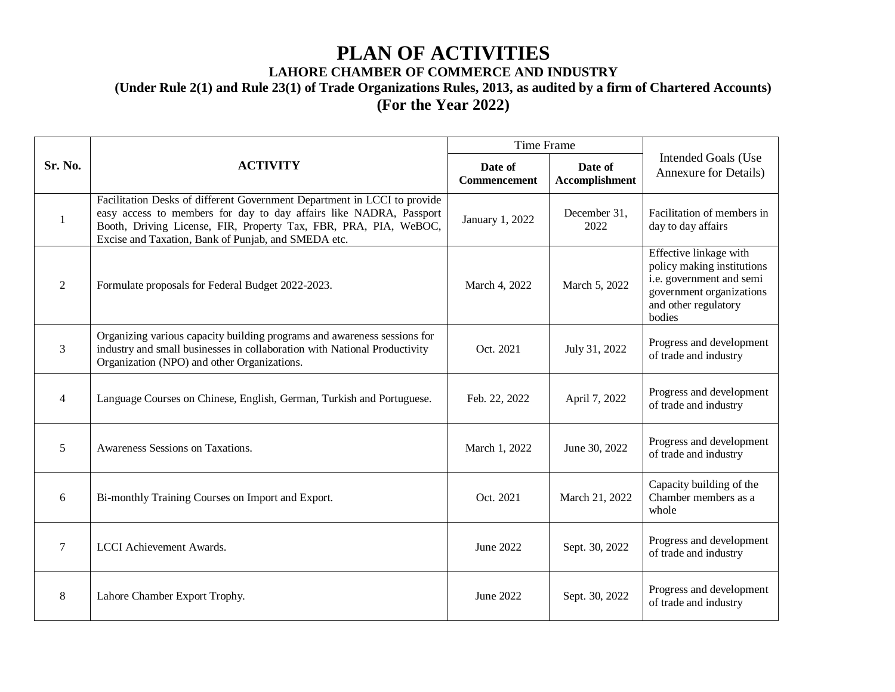# PLAN OF ACTIVITIES

### LAHORE CHAMBER OF COMMERCE AND INDUSTRY

### (Under Rule 2(1) and Rule 23(1) of Trade Organizations Rules, 2013, as audited by a firm of Chartered Accounts)

### (For the Year 2022)

| Sr. No. | ACTIVITY | Time Frame | | Intended Goals (Use Annexure for Details) |
|---|---|---|---|---|
| | | **Date of Commencement** | **Date of Accomplishment** | |
| 1 | Facilitation Desks of different Government Department in LCCI to provide easy access to members for day to day affairs like NADRA, Passport Booth, Driving License, FIR, Property Tax, FBR, PRA, PIA, WeBOC, Excise and Taxation, Bank of Punjab, and SMEDA etc. | January 1, 2022 | December 31, 2022 | Facilitation of members in day to day affairs |
| 2 | Formulate proposals for Federal Budget 2022-2023. | March 4, 2022 | March 5, 2022 | Effective linkage with policy making institutions i.e. government and semi government organizations and other regulatory bodies |
| 3 | Organizing various capacity building programs and awareness sessions for industry and small businesses in collaboration with National Productivity Organization (NPO) and other Organizations. | Oct. 2021 | July 31, 2022 | Progress and development of trade and industry |
| 4 | Language Courses on Chinese, English, German, Turkish and Portuguese. | Feb. 22, 2022 | April 7, 2022 | Progress and development of trade and industry |
| 5 | Awareness Sessions on Taxations. | March 1, 2022 | June 30, 2022 | Progress and development of trade and industry |
| 6 | Bi-monthly Training Courses on Import and Export. | Oct. 2021 | March 21, 2022 | Capacity building of the Chamber members as a whole |
| 7 | LCCI Achievement Awards. | June 2022 | Sept. 30, 2022 | Progress and development of trade and industry |
| 8 | Lahore Chamber Export Trophy. | June 2022 | Sept. 30, 2022 | Progress and development of trade and industry |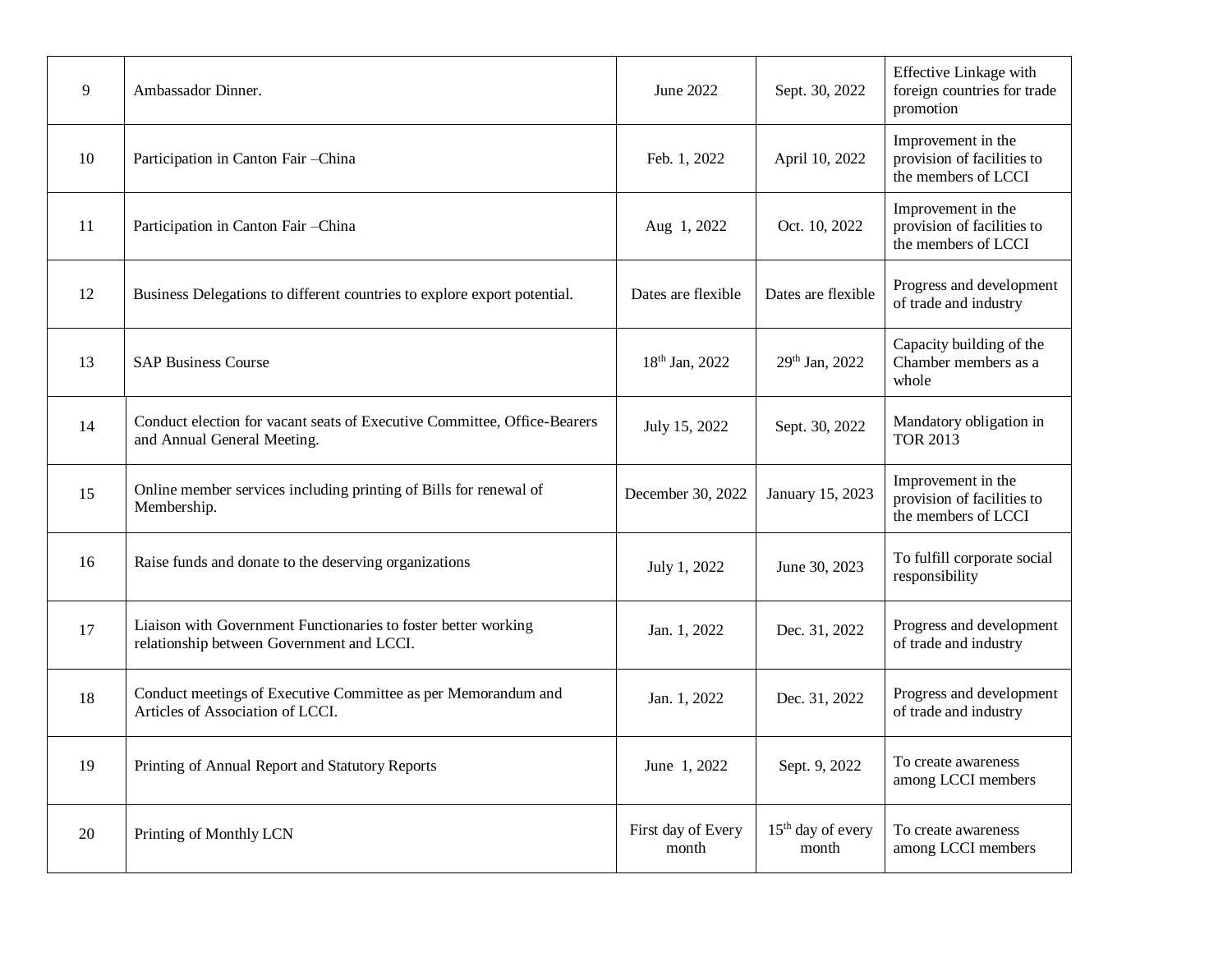| 9 | Ambassador Dinner. | June 2022 | Sept. 30, 2022 | Effective Linkage with foreign countries for trade promotion |
|---|---|---|---|---|
| 10 | Participation in Canton Fair –China | Feb. 1, 2022 | April 10, 2022 | Improvement in the provision of facilities to the members of LCCI |
| 11 | Participation in Canton Fair –China | Aug 1, 2022 | Oct. 10, 2022 | Improvement in the provision of facilities to the members of LCCI |
| 12 | Business Delegations to different countries to explore export potential. | Dates are flexible | Dates are flexible | Progress and development of trade and industry |
| 13 | SAP Business Course | 18th Jan, 2022 | 29th Jan, 2022 | Capacity building of the Chamber members as a whole |
| 14 | Conduct election for vacant seats of Executive Committee, Office-Bearers and Annual General Meeting. | July 15, 2022 | Sept. 30, 2022 | Mandatory obligation in TOR 2013 |
| 15 | Online member services including printing of Bills for renewal of Membership. | December 30, 2022 | January 15, 2023 | Improvement in the provision of facilities to the members of LCCI |
| 16 | Raise funds and donate to the deserving organizations | July 1, 2022 | June 30, 2023 | To fulfill corporate social responsibility |
| 17 | Liaison with Government Functionaries to foster better working relationship between Government and LCCI. | Jan. 1, 2022 | Dec. 31, 2022 | Progress and development of trade and industry |
| 18 | Conduct meetings of Executive Committee as per Memorandum and Articles of Association of LCCI. | Jan. 1, 2022 | Dec. 31, 2022 | Progress and development of trade and industry |
| 19 | Printing of Annual Report and Statutory Reports | June 1, 2022 | Sept. 9, 2022 | To create awareness among LCCI members |
| 20 | Printing of Monthly LCN | First day of Every month | 15th day of every month | To create awareness among LCCI members |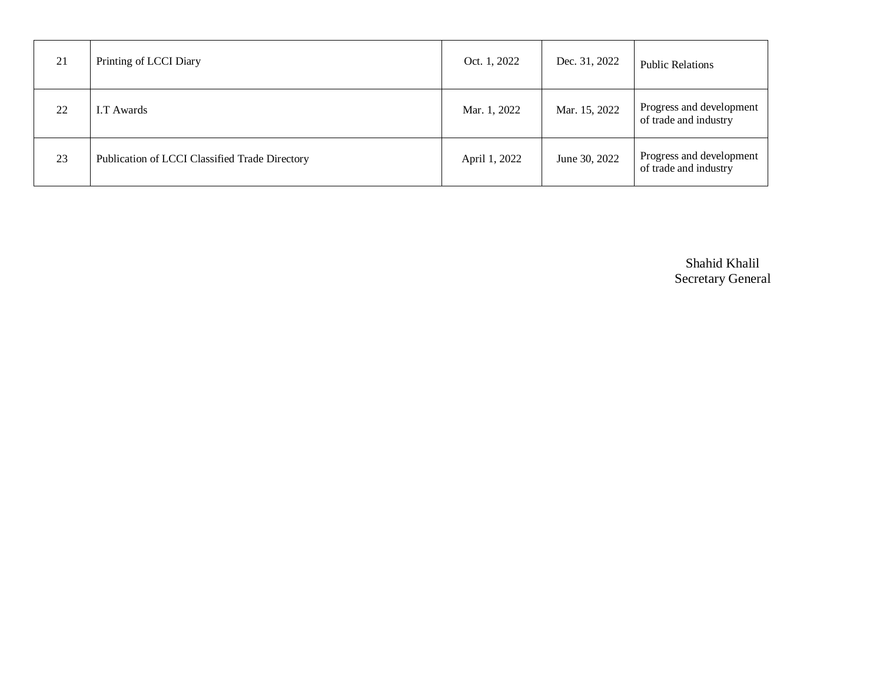| | | | | |
|---|---|---|---|---|
| 21 | Printing of LCCI Diary | Oct. 1, 2022 | Dec. 31, 2022 | Public Relations |
| 22 | I.T Awards | Mar. 1, 2022 | Mar. 15, 2022 | Progress and development of trade and industry |
| 23 | Publication of LCCI Classified Trade Directory | April 1, 2022 | June 30, 2022 | Progress and development of trade and industry |

Shahid Khalil
Secretary General